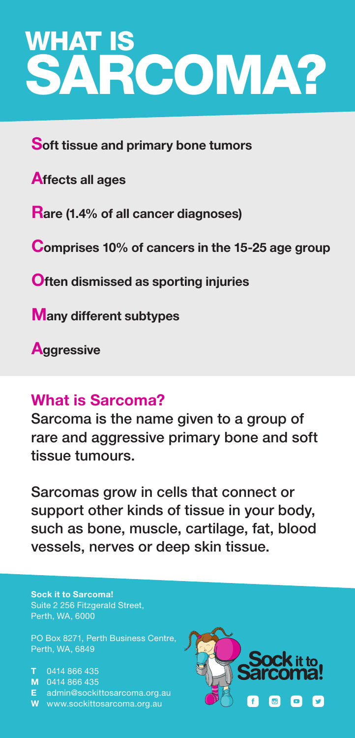# WHAT IS SARCOMA?

**S**oft tissue and primary bone tumors

**A**ffects all ages

**R**are (1.4% of all cancer diagnoses)

**C**omprises 10% of cancers in the 15-25 age group

**O**ften dismissed as sporting injuries

**M**any different subtypes

**A**ggressive

## What is Sarcoma?

Sarcoma is the name given to a group of rare and aggressive primary bone and soft tissue tumours.

Sarcomas grow in cells that connect or support other kinds of tissue in your body, such as bone, muscle, cartilage, fat, blood vessels, nerves or deep skin tissue.

**Sock it to Sarcoma!**
Suite 2 256 Fitzgerald Street,
Perth, WA, 6000

PO Box 8271, Perth Business Centre,
Perth, WA, 6849

**T** 0414 866 435
**M** 0414 866 435
**E** admin@sockittosarcoma.org.au
**W** www.sockittosarcoma.org.au

Sock it to Sarcoma!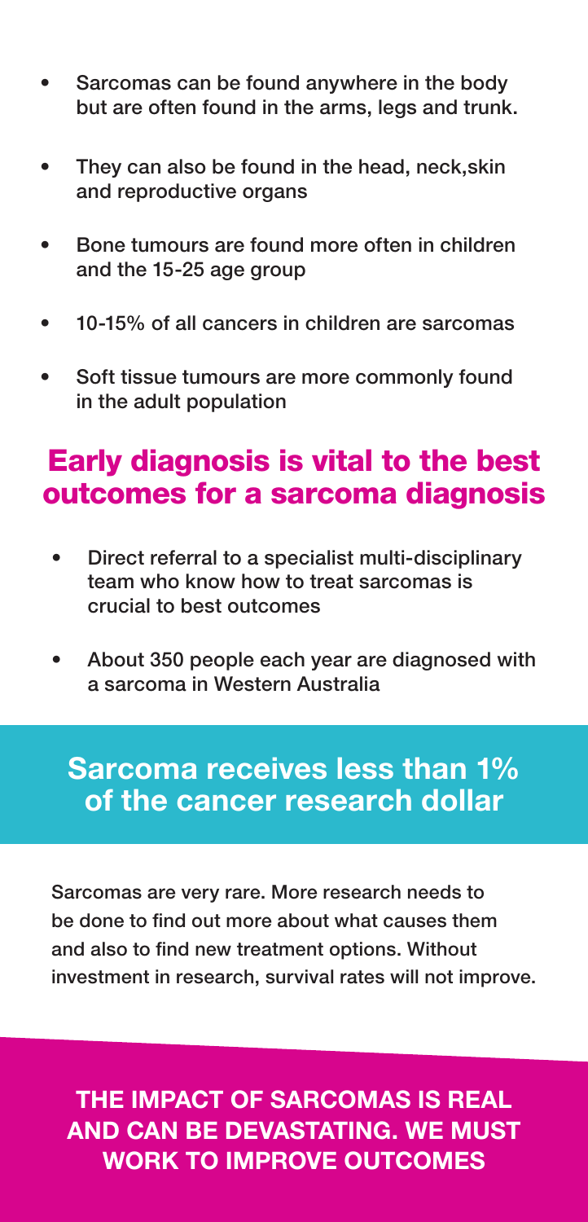- Sarcomas can be found anywhere in the body but are often found in the arms, legs and trunk.
- They can also be found in the head, neck,skin and reproductive organs
- Bone tumours are found more often in children and the 15-25 age group
- 10-15% of all cancers in children are sarcomas
- Soft tissue tumours are more commonly found in the adult population

## Early diagnosis is vital to the best outcomes for a sarcoma diagnosis

- Direct referral to a specialist multi-disciplinary team who know how to treat sarcomas is crucial to best outcomes
- About 350 people each year are diagnosed with a sarcoma in Western Australia

## Sarcoma receives less than 1% of the cancer research dollar

Sarcomas are very rare. More research needs to be done to find out more about what causes them and also to find new treatment options. Without investment in research, survival rates will not improve.

**THE IMPACT OF SARCOMAS IS REAL AND CAN BE DEVASTATING. WE MUST WORK TO IMPROVE OUTCOMES**